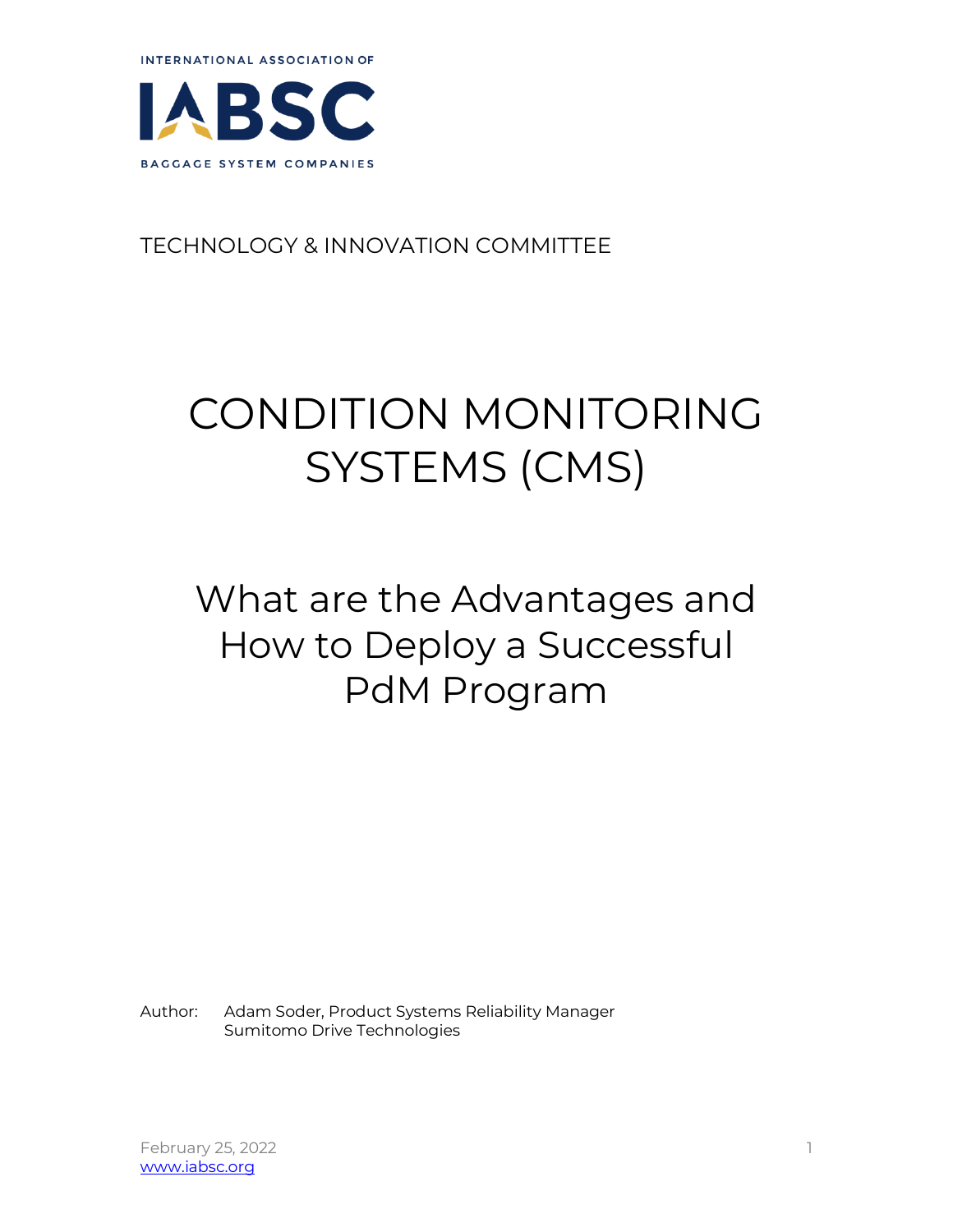INTERNATIONAL ASSOCIATION OF

IABSC

BAGGAGE SYSTEM COMPANIES

TECHNOLOGY & INNOVATION COMMITTEE

# CONDITION MONITORING SYSTEMS (CMS)

## What are the Advantages and How to Deploy a Successful PdM Program

Author: Adam Soder, Product Systems Reliability Manager
Sumitomo Drive Technologies

February 25, 2022
www.iabsc.org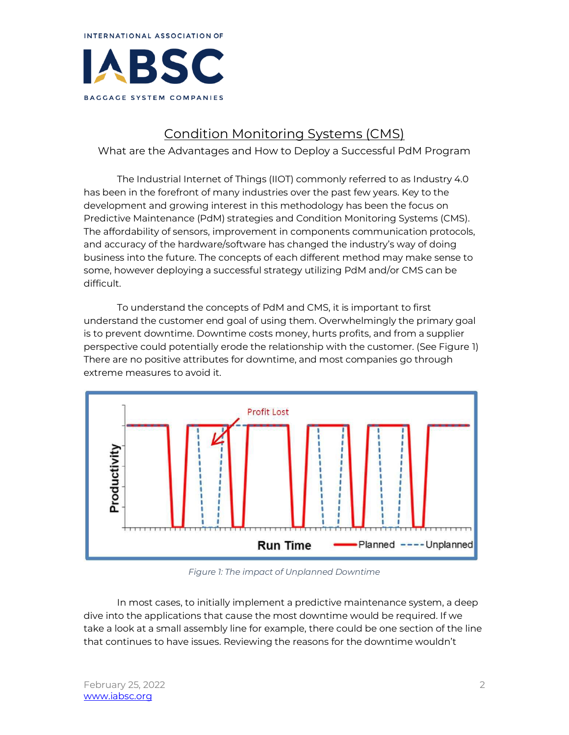INTERNATIONAL ASSOCIATION OF IABSC BAGGAGE SYSTEM COMPANIES

# Condition Monitoring Systems (CMS)

What are the Advantages and How to Deploy a Successful PdM Program

The Industrial Internet of Things (IIOT) commonly referred to as Industry 4.0 has been in the forefront of many industries over the past few years. Key to the development and growing interest in this methodology has been the focus on Predictive Maintenance (PdM) strategies and Condition Monitoring Systems (CMS). The affordability of sensors, improvement in components communication protocols, and accuracy of the hardware/software has changed the industry's way of doing business into the future. The concepts of each different method may make sense to some, however deploying a successful strategy utilizing PdM and/or CMS can be difficult.

To understand the concepts of PdM and CMS, it is important to first understand the customer end goal of using them. Overwhelmingly the primary goal is to prevent downtime. Downtime costs money, hurts profits, and from a supplier perspective could potentially erode the relationship with the customer. (See Figure 1) There are no positive attributes for downtime, and most companies go through extreme measures to avoid it.

*Figure 1: The impact of Unplanned Downtime*

In most cases, to initially implement a predictive maintenance system, a deep dive into the applications that cause the most downtime would be required. If we take a look at a small assembly line for example, there could be one section of the line that continues to have issues. Reviewing the reasons for the downtime wouldn't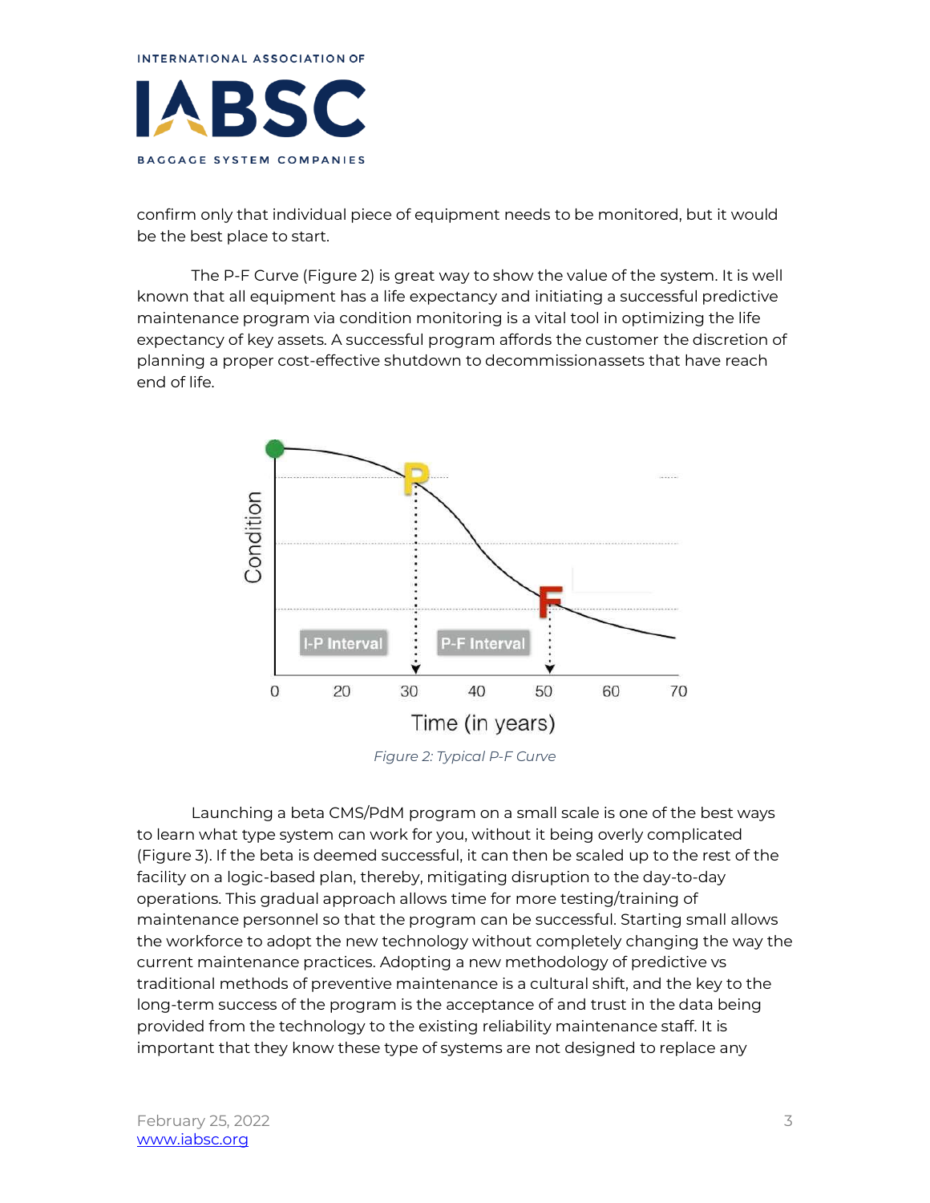confirm only that individual piece of equipment needs to be monitored, but it would be the best place to start.

The P-F Curve (Figure 2) is great way to show the value of the system. It is well known that all equipment has a life expectancy and initiating a successful predictive maintenance program via condition monitoring is a vital tool in optimizing the life expectancy of key assets. A successful program affords the customer the discretion of planning a proper cost-effective shutdown to decommissionassets that have reach end of life.

*Figure 2: Typical P-F Curve*

Launching a beta CMS/PdM program on a small scale is one of the best ways to learn what type system can work for you, without it being overly complicated (Figure 3). If the beta is deemed successful, it can then be scaled up to the rest of the facility on a logic-based plan, thereby, mitigating disruption to the day-to-day operations. This gradual approach allows time for more testing/training of maintenance personnel so that the program can be successful. Starting small allows the workforce to adopt the new technology without completely changing the way the current maintenance practices. Adopting a new methodology of predictive vs traditional methods of preventive maintenance is a cultural shift, and the key to the long-term success of the program is the acceptance of and trust in the data being provided from the technology to the existing reliability maintenance staff. It is important that they know these type of systems are not designed to replace any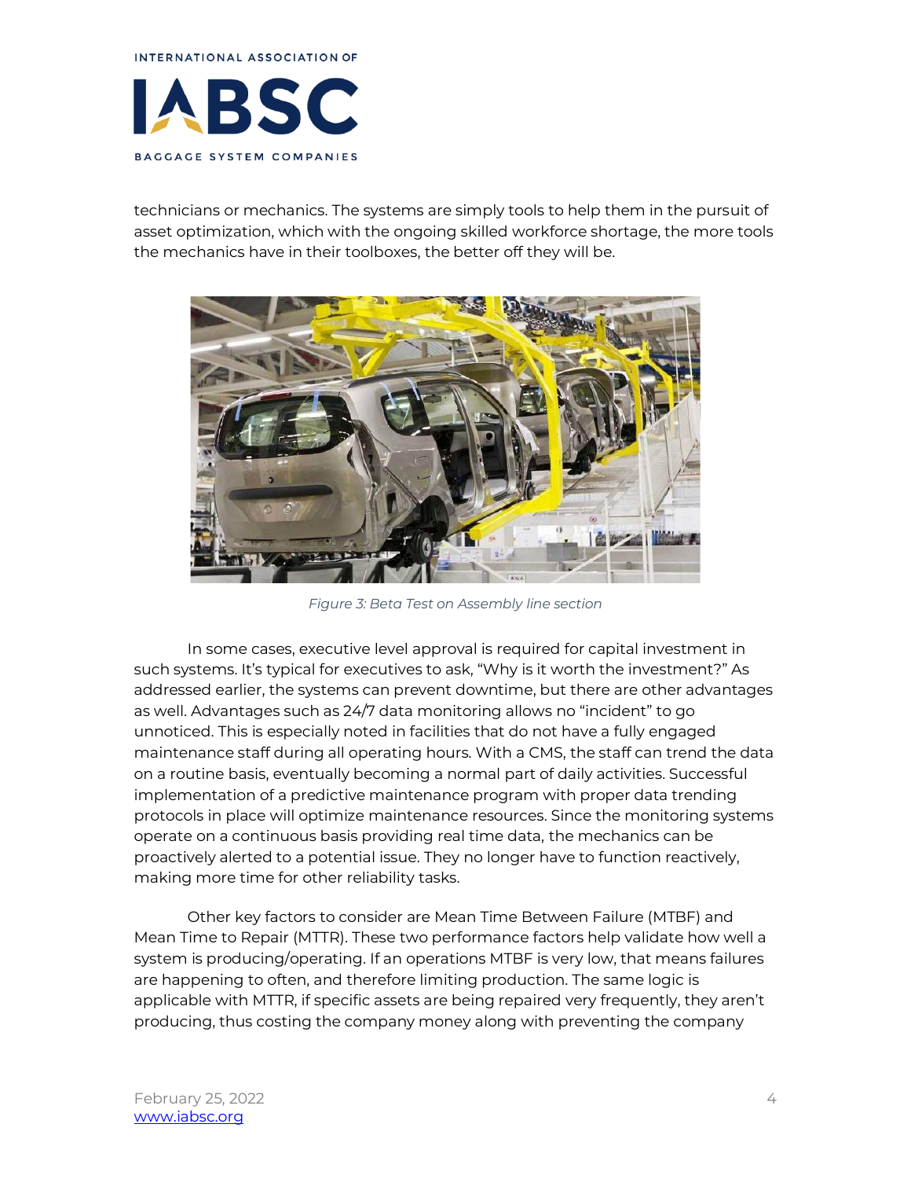technicians or mechanics. The systems are simply tools to help them in the pursuit of asset optimization, which with the ongoing skilled workforce shortage, the more tools the mechanics have in their toolboxes, the better off they will be.

*Figure 3: Beta Test on Assembly line section*

In some cases, executive level approval is required for capital investment in such systems. It's typical for executives to ask, "Why is it worth the investment?" As addressed earlier, the systems can prevent downtime, but there are other advantages as well. Advantages such as 24/7 data monitoring allows no "incident" to go unnoticed. This is especially noted in facilities that do not have a fully engaged maintenance staff during all operating hours. With a CMS, the staff can trend the data on a routine basis, eventually becoming a normal part of daily activities. Successful implementation of a predictive maintenance program with proper data trending protocols in place will optimize maintenance resources. Since the monitoring systems operate on a continuous basis providing real time data, the mechanics can be proactively alerted to a potential issue. They no longer have to function reactively, making more time for other reliability tasks.

Other key factors to consider are Mean Time Between Failure (MTBF) and Mean Time to Repair (MTTR). These two performance factors help validate how well a system is producing/operating. If an operations MTBF is very low, that means failures are happening to often, and therefore limiting production. The same logic is applicable with MTTR, if specific assets are being repaired very frequently, they aren't producing, thus costing the company money along with preventing the company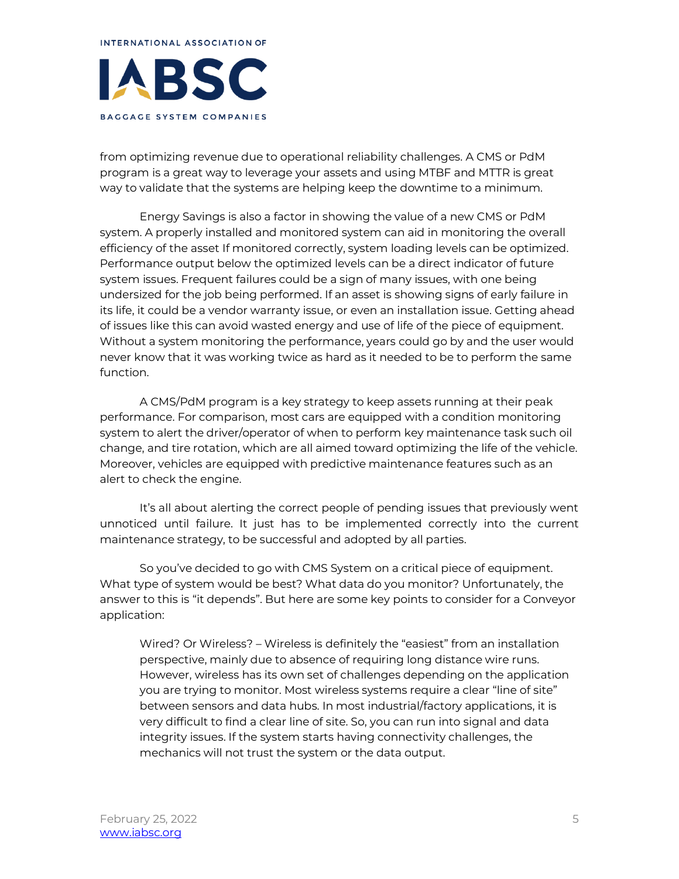from optimizing revenue due to operational reliability challenges. A CMS or PdM program is a great way to leverage your assets and using MTBF and MTTR is great way to validate that the systems are helping keep the downtime to a minimum.

Energy Savings is also a factor in showing the value of a new CMS or PdM system. A properly installed and monitored system can aid in monitoring the overall efficiency of the asset If monitored correctly, system loading levels can be optimized. Performance output below the optimized levels can be a direct indicator of future system issues. Frequent failures could be a sign of many issues, with one being undersized for the job being performed. If an asset is showing signs of early failure in its life, it could be a vendor warranty issue, or even an installation issue. Getting ahead of issues like this can avoid wasted energy and use of life of the piece of equipment. Without a system monitoring the performance, years could go by and the user would never know that it was working twice as hard as it needed to be to perform the same function.

A CMS/PdM program is a key strategy to keep assets running at their peak performance. For comparison, most cars are equipped with a condition monitoring system to alert the driver/operator of when to perform key maintenance task such oil change, and tire rotation, which are all aimed toward optimizing the life of the vehicle. Moreover, vehicles are equipped with predictive maintenance features such as an alert to check the engine.

It's all about alerting the correct people of pending issues that previously went unnoticed until failure. It just has to be implemented correctly into the current maintenance strategy, to be successful and adopted by all parties.

So you've decided to go with CMS System on a critical piece of equipment. What type of system would be best? What data do you monitor? Unfortunately, the answer to this is "it depends". But here are some key points to consider for a Conveyor application:

> Wired? Or Wireless? – Wireless is definitely the "easiest" from an installation perspective, mainly due to absence of requiring long distance wire runs. However, wireless has its own set of challenges depending on the application you are trying to monitor. Most wireless systems require a clear "line of site" between sensors and data hubs. In most industrial/factory applications, it is very difficult to find a clear line of site. So, you can run into signal and data integrity issues. If the system starts having connectivity challenges, the mechanics will not trust the system or the data output.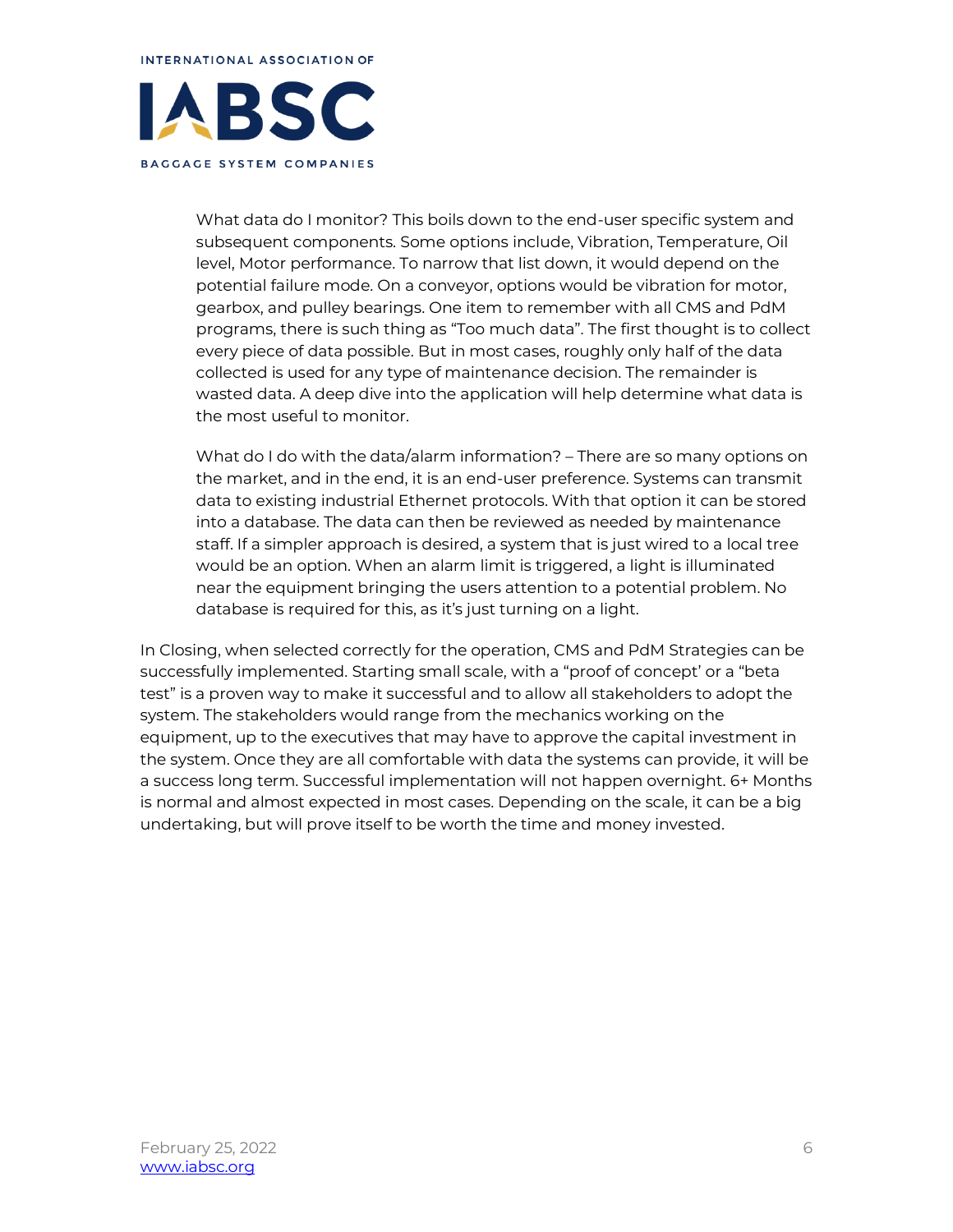What data do I monitor? This boils down to the end-user specific system and subsequent components. Some options include, Vibration, Temperature, Oil level, Motor performance. To narrow that list down, it would depend on the potential failure mode. On a conveyor, options would be vibration for motor, gearbox, and pulley bearings. One item to remember with all CMS and PdM programs, there is such thing as "Too much data". The first thought is to collect every piece of data possible. But in most cases, roughly only half of the data collected is used for any type of maintenance decision. The remainder is wasted data. A deep dive into the application will help determine what data is the most useful to monitor.

What do I do with the data/alarm information? – There are so many options on the market, and in the end, it is an end-user preference. Systems can transmit data to existing industrial Ethernet protocols. With that option it can be stored into a database. The data can then be reviewed as needed by maintenance staff. If a simpler approach is desired, a system that is just wired to a local tree would be an option. When an alarm limit is triggered, a light is illuminated near the equipment bringing the users attention to a potential problem. No database is required for this, as it's just turning on a light.

In Closing, when selected correctly for the operation, CMS and PdM Strategies can be successfully implemented. Starting small scale, with a "proof of concept' or a "beta test" is a proven way to make it successful and to allow all stakeholders to adopt the system. The stakeholders would range from the mechanics working on the equipment, up to the executives that may have to approve the capital investment in the system. Once they are all comfortable with data the systems can provide, it will be a success long term. Successful implementation will not happen overnight. 6+ Months is normal and almost expected in most cases. Depending on the scale, it can be a big undertaking, but will prove itself to be worth the time and money invested.